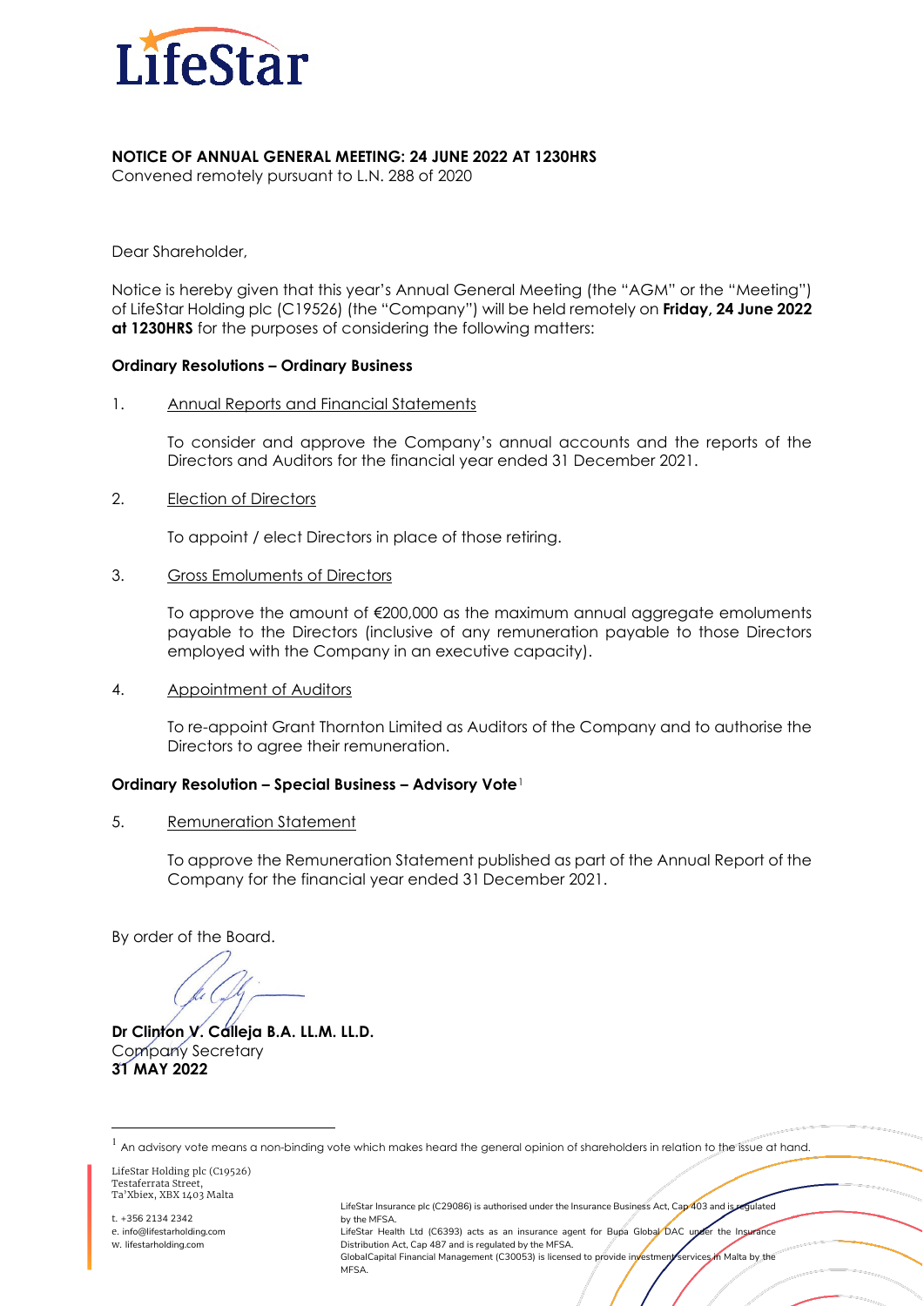# LifeStar

**NOTICE OF ANNUAL GENERAL MEETING: 24 JUNE 2022 AT 1230HRS**

Convened remotely pursuant to L.N. 288 of 2020

Dear Shareholder,

Notice is hereby given that this year's Annual General Meeting (the "AGM" or the "Meeting") of LifeStar Holding plc (C19526) (the "Company") will be held remotely on **Friday, 24 June 2022 at 1230HRS** for the purposes of considering the following matters:

**Ordinary Resolutions – Ordinary Business**

1. Annual Reports and Financial Statements

   To consider and approve the Company's annual accounts and the reports of the Directors and Auditors for the financial year ended 31 December 2021.

2. Election of Directors

   To appoint / elect Directors in place of those retiring.

3. Gross Emoluments of Directors

   To approve the amount of €200,000 as the maximum annual aggregate emoluments payable to the Directors (inclusive of any remuneration payable to those Directors employed with the Company in an executive capacity).

4. Appointment of Auditors

   To re-appoint Grant Thornton Limited as Auditors of the Company and to authorise the Directors to agree their remuneration.

**Ordinary Resolution – Special Business – Advisory Vote**[1]

5. Remuneration Statement

   To approve the Remuneration Statement published as part of the Annual Report of the Company for the financial year ended 31 December 2021.

By order of the Board.

**Dr Clinton V. Calleja B.A. LL.M. LL.D.**
Company Secretary
**31 MAY 2022**

[1] An advisory vote means a non-binding vote which makes heard the general opinion of shareholders in relation to the issue at hand.

LifeStar Holding plc (C19526)
Testaferrata Street,
Ta'Xbiex, XBX 1403 Malta

t. +356 2134 2342
e. info@lifestarholding.com
w. lifestarholding.com

LifeStar Insurance plc (C29086) is authorised under the Insurance Business Act, Cap 403 and is regulated by the MFSA.
LifeStar Health Ltd (C6393) acts as an insurance agent for Bupa Global DAC under the Insurance Distribution Act, Cap 487 and is regulated by the MFSA.
GlobalCapital Financial Management (C30053) is licensed to provide investment services in Malta by the MFSA.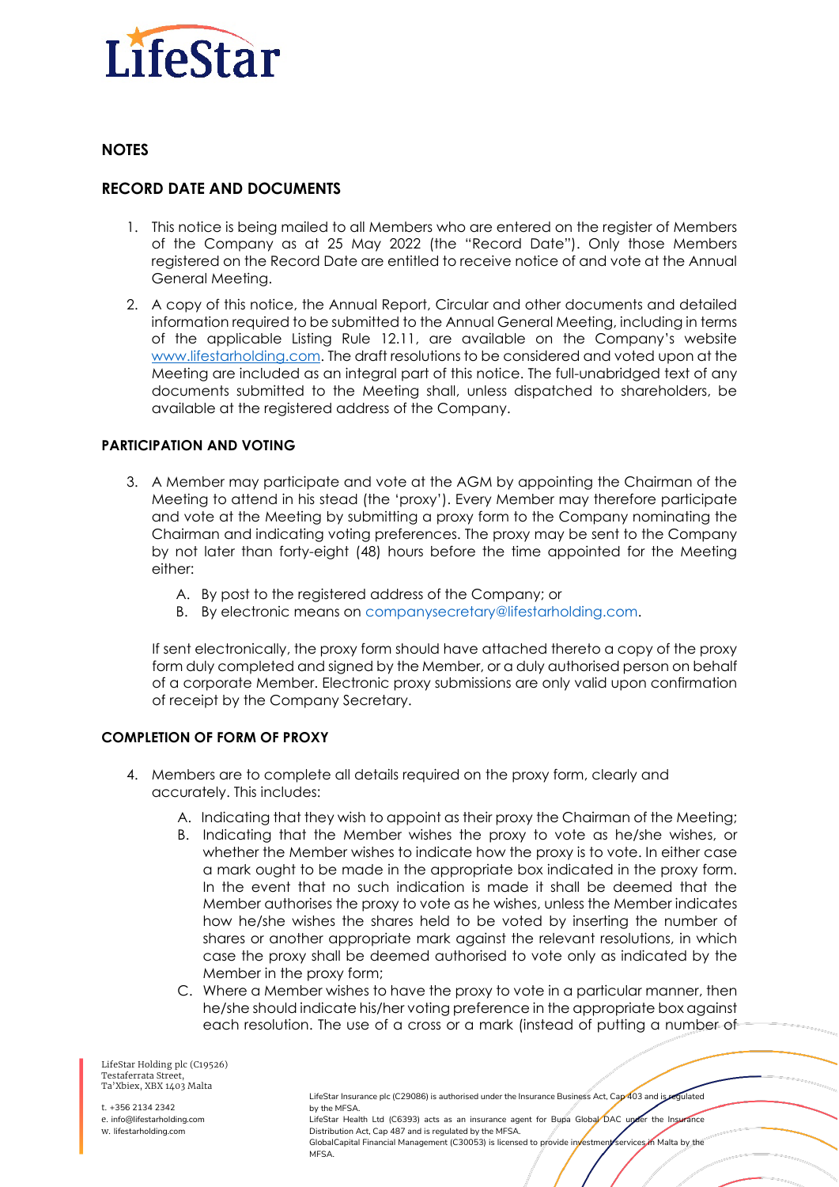## NOTES

## RECORD DATE AND DOCUMENTS

1. This notice is being mailed to all Members who are entered on the register of Members of the Company as at 25 May 2022 (the "Record Date"). Only those Members registered on the Record Date are entitled to receive notice of and vote at the Annual General Meeting.

2. A copy of this notice, the Annual Report, Circular and other documents and detailed information required to be submitted to the Annual General Meeting, including in terms of the applicable Listing Rule 12.11, are available on the Company's website www.lifestarholding.com. The draft resolutions to be considered and voted upon at the Meeting are included as an integral part of this notice. The full-unabridged text of any documents submitted to the Meeting shall, unless dispatched to shareholders, be available at the registered address of the Company.

### PARTICIPATION AND VOTING

3. A Member may participate and vote at the AGM by appointing the Chairman of the Meeting to attend in his stead (the 'proxy'). Every Member may therefore participate and vote at the Meeting by submitting a proxy form to the Company nominating the Chairman and indicating voting preferences. The proxy may be sent to the Company by not later than forty-eight (48) hours before the time appointed for the Meeting either:

   A. By post to the registered address of the Company; or
   B. By electronic means on companysecretary@lifestarholding.com.

   If sent electronically, the proxy form should have attached thereto a copy of the proxy form duly completed and signed by the Member, or a duly authorised person on behalf of a corporate Member. Electronic proxy submissions are only valid upon confirmation of receipt by the Company Secretary.

### COMPLETION OF FORM OF PROXY

4. Members are to complete all details required on the proxy form, clearly and accurately. This includes:

   A. Indicating that they wish to appoint as their proxy the Chairman of the Meeting;
   B. Indicating that the Member wishes the proxy to vote as he/she wishes, or whether the Member wishes to indicate how the proxy is to vote. In either case a mark ought to be made in the appropriate box indicated in the proxy form. In the event that no such indication is made it shall be deemed that the Member authorises the proxy to vote as he wishes, unless the Member indicates how he/she wishes the shares held to be voted by inserting the number of shares or another appropriate mark against the relevant resolutions, in which case the proxy shall be deemed authorised to vote only as indicated by the Member in the proxy form;
   C. Where a Member wishes to have the proxy to vote in a particular manner, then he/she should indicate his/her voting preference in the appropriate box against each resolution. The use of a cross or a mark (instead of putting a number of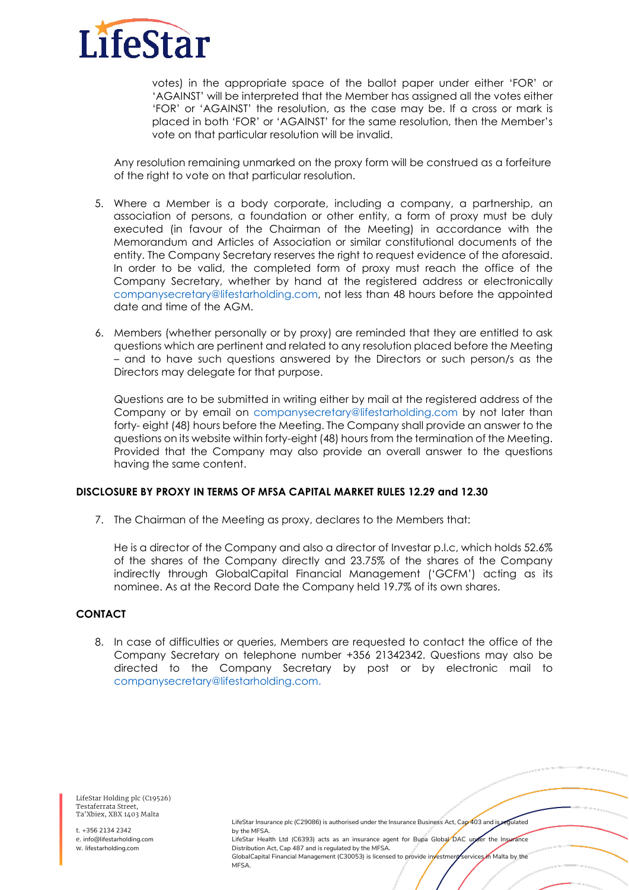votes) in the appropriate space of the ballot paper under either 'FOR' or 'AGAINST' will be interpreted that the Member has assigned all the votes either 'FOR' or 'AGAINST' the resolution, as the case may be. If a cross or mark is placed in both 'FOR' or 'AGAINST' for the same resolution, then the Member's vote on that particular resolution will be invalid.

Any resolution remaining unmarked on the proxy form will be construed as a forfeiture of the right to vote on that particular resolution.

5. Where a Member is a body corporate, including a company, a partnership, an association of persons, a foundation or other entity, a form of proxy must be duly executed (in favour of the Chairman of the Meeting) in accordance with the Memorandum and Articles of Association or similar constitutional documents of the entity. The Company Secretary reserves the right to request evidence of the aforesaid. In order to be valid, the completed form of proxy must reach the office of the Company Secretary, whether by hand at the registered address or electronically companysecretary@lifestarholding.com, not less than 48 hours before the appointed date and time of the AGM.

6. Members (whether personally or by proxy) are reminded that they are entitled to ask questions which are pertinent and related to any resolution placed before the Meeting – and to have such questions answered by the Directors or such person/s as the Directors may delegate for that purpose.

   Questions are to be submitted in writing either by mail at the registered address of the Company or by email on companysecretary@lifestarholding.com by not later than forty- eight (48) hours before the Meeting. The Company shall provide an answer to the questions on its website within forty-eight (48) hours from the termination of the Meeting. Provided that the Company may also provide an overall answer to the questions having the same content.

## DISCLOSURE BY PROXY IN TERMS OF MFSA CAPITAL MARKET RULES 12.29 and 12.30

7. The Chairman of the Meeting as proxy, declares to the Members that:

   He is a director of the Company and also a director of Investar p.l.c, which holds 52.6% of the shares of the Company directly and 23.75% of the shares of the Company indirectly through GlobalCapital Financial Management ('GCFM') acting as its nominee. As at the Record Date the Company held 19.7% of its own shares.

## CONTACT

8. In case of difficulties or queries, Members are requested to contact the office of the Company Secretary on telephone number +356 21342342. Questions may also be directed to the Company Secretary by post or by electronic mail to companysecretary@lifestarholding.com.